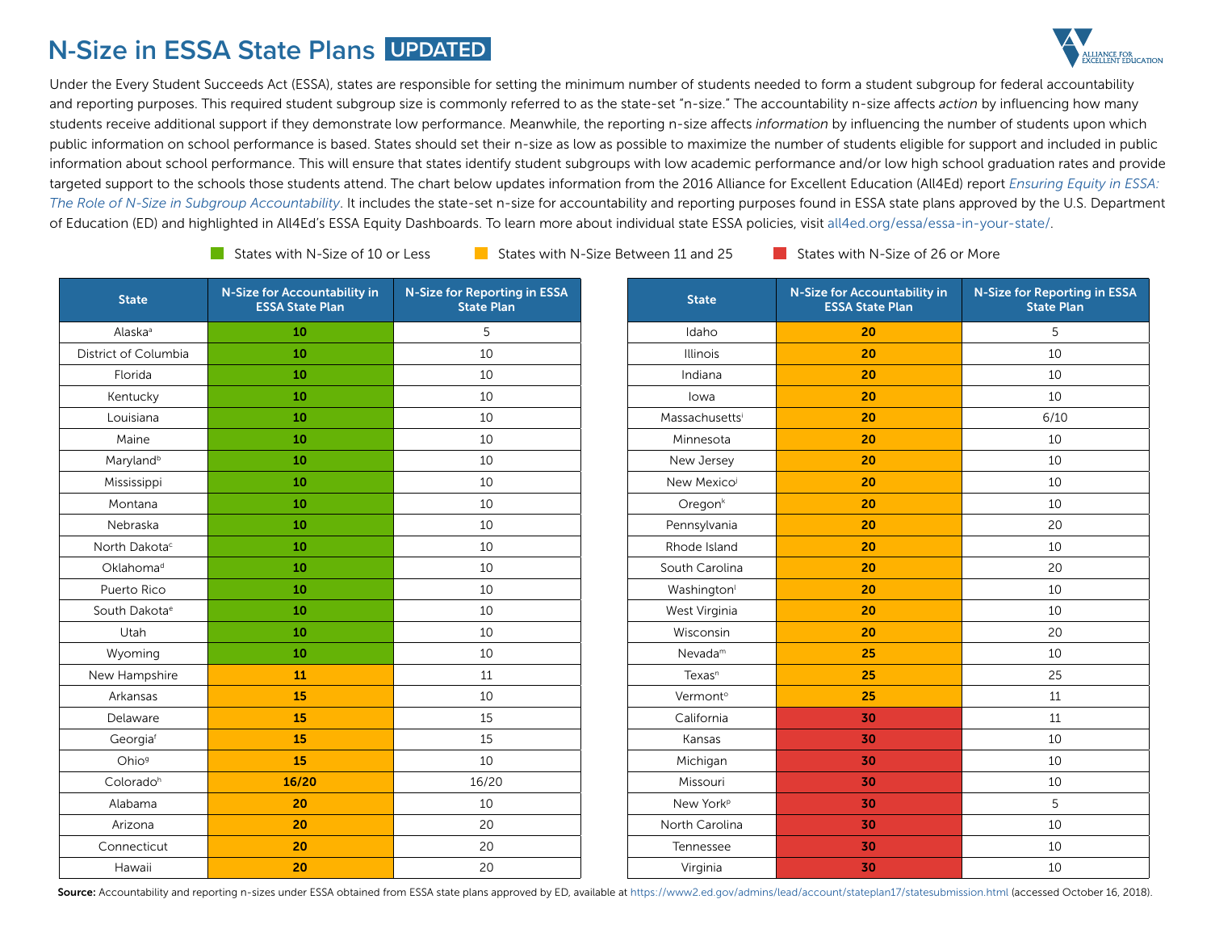# N-Size in ESSA State Plans UPDATED

Under the Every Student Succeeds Act (ESSA), states are responsible for setting the minimum number of students needed to form a student subgroup for federal accountability and reporting purposes. This required student subgroup size is commonly referred to as the state-set "n-size." The accountability n-size affects *action* by influencing how many students receive additional support if they demonstrate low performance. Meanwhile, the reporting n-size affects *information* by influencing the number of students upon which public information on school performance is based. States should set their n-size as low as possible to maximize the number of students eligible for support and included in public information about school performance. This will ensure that states identify student subgroups with low academic performance and/or low high school graduation rates and provide targeted support to the schools those students attend. The chart below updates information from the 2016 Alliance for Excellent Education (All4Ed) report *Ensuring Equity in ESSA: The Role of N-Size in Subgroup Accountability*. It includes the state-set n-size for accountability and reporting purposes found in ESSA state plans approved by the U.S. Department of Education (ED) and highlighted in All4Ed's ESSA Equity Dashboards. To learn more about individual state ESSA policies, visit all4ed.org/essa/essa-in-your-state/.

States with N-Size of 10 or Less | States with N-Size Between 11 and 25 | States with N-Size of 26 or More

| State | N-Size for Accountability in ESSA State Plan | N-Size for Reporting in ESSA State Plan |
|---|---|---|
| Alaska[a] | **10** | 5 |
| District of Columbia | **10** | 10 |
| Florida | **10** | 10 |
| Kentucky | **10** | 10 |
| Louisiana | **10** | 10 |
| Maine | **10** | 10 |
| Maryland[b] | **10** | 10 |
| Mississippi | **10** | 10 |
| Montana | **10** | 10 |
| Nebraska | **10** | 10 |
| North Dakota[c] | **10** | 10 |
| Oklahoma[d] | **10** | 10 |
| Puerto Rico | **10** | 10 |
| South Dakota[e] | **10** | 10 |
| Utah | **10** | 10 |
| Wyoming | **10** | 10 |
| New Hampshire | **11** | 11 |
| Arkansas | **15** | 10 |
| Delaware | **15** | 15 |
| Georgia[f] | **15** | 15 |
| Ohio[g] | **15** | 10 |
| Colorado[h] | **16/20** | 16/20 |
| Alabama | **20** | 10 |
| Arizona | **20** | 20 |
| Connecticut | **20** | 20 |
| Hawaii | **20** | 20 |
| Idaho | **20** | 5 |
| Illinois | **20** | 10 |
| Indiana | **20** | 10 |
| Iowa | **20** | 10 |
| Massachusetts[i] | **20** | 6/10 |
| Minnesota | **20** | 10 |
| New Jersey | **20** | 10 |
| New Mexico[j] | **20** | 10 |
| Oregon[k] | **20** | 10 |
| Pennsylvania | **20** | 20 |
| Rhode Island | **20** | 10 |
| South Carolina | **20** | 20 |
| Washington[l] | **20** | 10 |
| West Virginia | **20** | 10 |
| Wisconsin | **20** | 20 |
| Nevada[m] | **25** | 10 |
| Texas[n] | **25** | 25 |
| Vermont[o] | **25** | 11 |
| California | **30** | 11 |
| Kansas | **30** | 10 |
| Michigan | **30** | 10 |
| Missouri | **30** | 10 |
| New York[p] | **30** | 5 |
| North Carolina | **30** | 10 |
| Tennessee | **30** | 10 |
| Virginia | **30** | 10 |

**Source:** Accountability and reporting n-sizes under ESSA obtained from ESSA state plans approved by ED, available at https://www2.ed.gov/admins/lead/account/stateplan17/statesubmission.html (accessed October 16, 2018).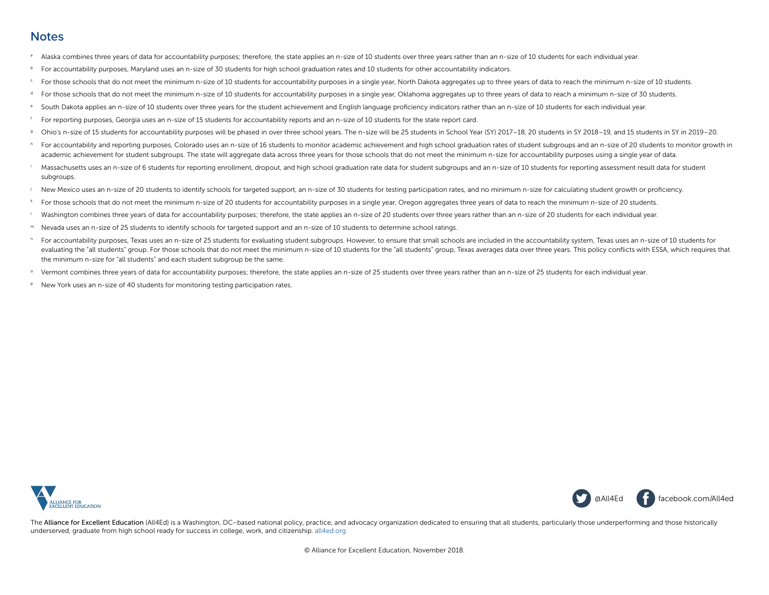## Notes

[a] Alaska combines three years of data for accountability purposes; therefore, the state applies an n-size of 10 students over three years rather than an n-size of 10 students for each individual year.

[b] For accountability purposes, Maryland uses an n-size of 30 students for high school graduation rates and 10 students for other accountability indicators.

[c] For those schools that do not meet the minimum n-size of 10 students for accountability purposes in a single year, North Dakota aggregates up to three years of data to reach the minimum n-size of 10 students.

[d] For those schools that do not meet the minimum n-size of 10 students for accountability purposes in a single year, Oklahoma aggregates up to three years of data to reach a minimum n-size of 30 students.

[e] South Dakota applies an n-size of 10 students over three years for the student achievement and English language proficiency indicators rather than an n-size of 10 students for each individual year.

[f] For reporting purposes, Georgia uses an n-size of 15 students for accountability reports and an n-size of 10 students for the state report card.

[g] Ohio's n-size of 15 students for accountability purposes will be phased in over three school years. The n-size will be 25 students in School Year (SY) 2017–18, 20 students in SY 2018–19, and 15 students in SY in 2019–20.

[h] For accountability and reporting purposes, Colorado uses an n-size of 16 students to monitor academic achievement and high school graduation rates of student subgroups and an n-size of 20 students to monitor growth in academic achievement for student subgroups. The state will aggregate data across three years for those schools that do not meet the minimum n-size for accountability purposes using a single year of data.

[i] Massachusetts uses an n-size of 6 students for reporting enrollment, dropout, and high school graduation rate data for student subgroups and an n-size of 10 students for reporting assessment result data for student subgroups.

[j] New Mexico uses an n-size of 20 students to identify schools for targeted support, an n-size of 30 students for testing participation rates, and no minimum n-size for calculating student growth or proficiency.

[k] For those schools that do not meet the minimum n-size of 20 students for accountability purposes in a single year, Oregon aggregates three years of data to reach the minimum n-size of 20 students.

[l] Washington combines three years of data for accountability purposes; therefore, the state applies an n-size of 20 students over three years rather than an n-size of 20 students for each individual year.

[m] Nevada uses an n-size of 25 students to identify schools for targeted support and an n-size of 10 students to determine school ratings.

[n] For accountability purposes, Texas uses an n-size of 25 students for evaluating student subgroups. However, to ensure that small schools are included in the accountability system, Texas uses an n-size of 10 students for evaluating the "all students" group. For those schools that do not meet the minimum n-size of 10 students for the "all students" group, Texas averages data over three years. This policy conflicts with ESSA, which requires that the minimum n-size for "all students" and each student subgroup be the same.

[o] Vermont combines three years of data for accountability purposes; therefore, the state applies an n-size of 25 students over three years rather than an n-size of 25 students for each individual year.

[p] New York uses an n-size of 40 students for monitoring testing participation rates.

ALLIANCE FOR EXCELLENT EDUCATION

@All4Ed facebook.com/All4ed

The **Alliance for Excellent Education** (All4Ed) is a Washington, DC–based national policy, practice, and advocacy organization dedicated to ensuring that all students, particularly those underperforming and those historically underserved, graduate from high school ready for success in college, work, and citizenship. all4ed.org

© Alliance for Excellent Education, November 2018.